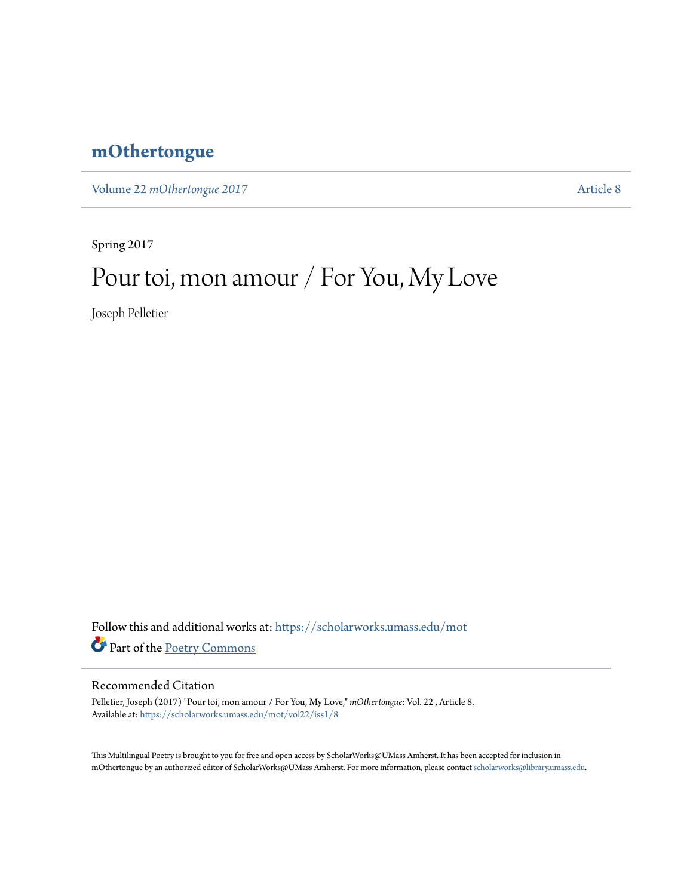# mOthertongue

Volume 22 *mOthertongue 2017* Article 8

Spring 2017

# Pour toi, mon amour / For You, My Love

Joseph Pelletier

Follow this and additional works at: https://scholarworks.umass.edu/mot

Part of the Poetry Commons

## Recommended Citation

Pelletier, Joseph (2017) "Pour toi, mon amour / For You, My Love," *mOthertongue*: Vol. 22 , Article 8.
Available at: https://scholarworks.umass.edu/mot/vol22/iss1/8

This Multilingual Poetry is brought to you for free and open access by ScholarWorks@UMass Amherst. It has been accepted for inclusion in mOthertongue by an authorized editor of ScholarWorks@UMass Amherst. For more information, please contact scholarworks@library.umass.edu.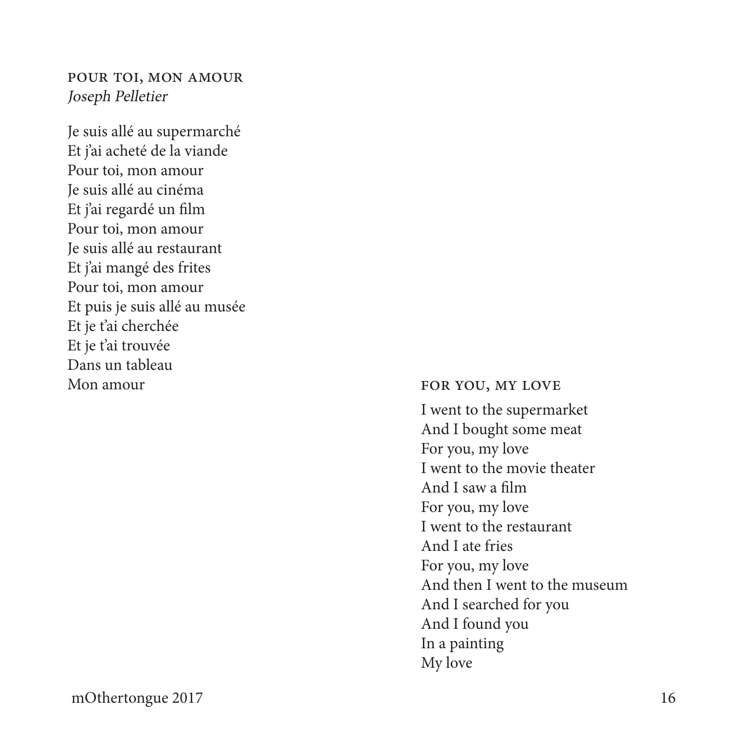## POUR TOI, MON AMOUR

*Joseph Pelletier*

Je suis allé au supermarché
Et j'ai acheté de la viande
Pour toi, mon amour
Je suis allé au cinéma
Et j'ai regardé un film
Pour toi, mon amour
Je suis allé au restaurant
Et j'ai mangé des frites
Pour toi, mon amour
Et puis je suis allé au musée
Et je t'ai cherchée
Et je t'ai trouvée
Dans un tableau
Mon amour

## FOR YOU, MY LOVE

I went to the supermarket
And I bought some meat
For you, my love
I went to the movie theater
And I saw a film
For you, my love
I went to the restaurant
And I ate fries
For you, my love
And then I went to the museum
And I searched for you
And I found you
In a painting
My love